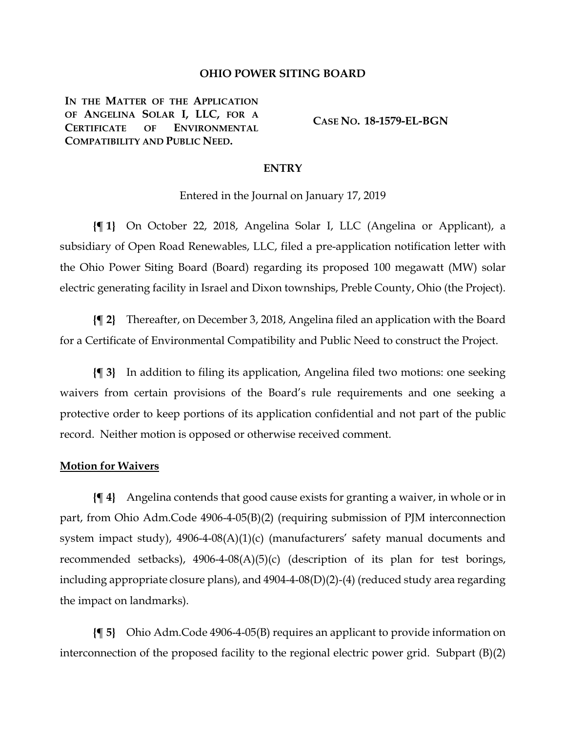**OHIO POWER SITING BOARD**

| | |
|---|---|
| **IN THE MATTER OF THE APPLICATION OF ANGELINA SOLAR I, LLC, FOR A CERTIFICATE OF ENVIRONMENTAL COMPATIBILITY AND PUBLIC NEED.** | **CASE NO. 18-1579-EL-BGN** |

**ENTRY**

Entered in the Journal on January 17, 2019

**{¶ 1}** On October 22, 2018, Angelina Solar I, LLC (Angelina or Applicant), a subsidiary of Open Road Renewables, LLC, filed a pre-application notification letter with the Ohio Power Siting Board (Board) regarding its proposed 100 megawatt (MW) solar electric generating facility in Israel and Dixon townships, Preble County, Ohio (the Project).

**{¶ 2}** Thereafter, on December 3, 2018, Angelina filed an application with the Board for a Certificate of Environmental Compatibility and Public Need to construct the Project.

**{¶ 3}** In addition to filing its application, Angelina filed two motions: one seeking waivers from certain provisions of the Board's rule requirements and one seeking a protective order to keep portions of its application confidential and not part of the public record. Neither motion is opposed or otherwise received comment.

**Motion for Waivers**

**{¶ 4}** Angelina contends that good cause exists for granting a waiver, in whole or in part, from Ohio Adm.Code 4906-4-05(B)(2) (requiring submission of PJM interconnection system impact study), 4906-4-08(A)(1)(c) (manufacturers' safety manual documents and recommended setbacks), 4906-4-08(A)(5)(c) (description of its plan for test borings, including appropriate closure plans), and 4904-4-08(D)(2)-(4) (reduced study area regarding the impact on landmarks).

**{¶ 5}** Ohio Adm.Code 4906-4-05(B) requires an applicant to provide information on interconnection of the proposed facility to the regional electric power grid. Subpart (B)(2)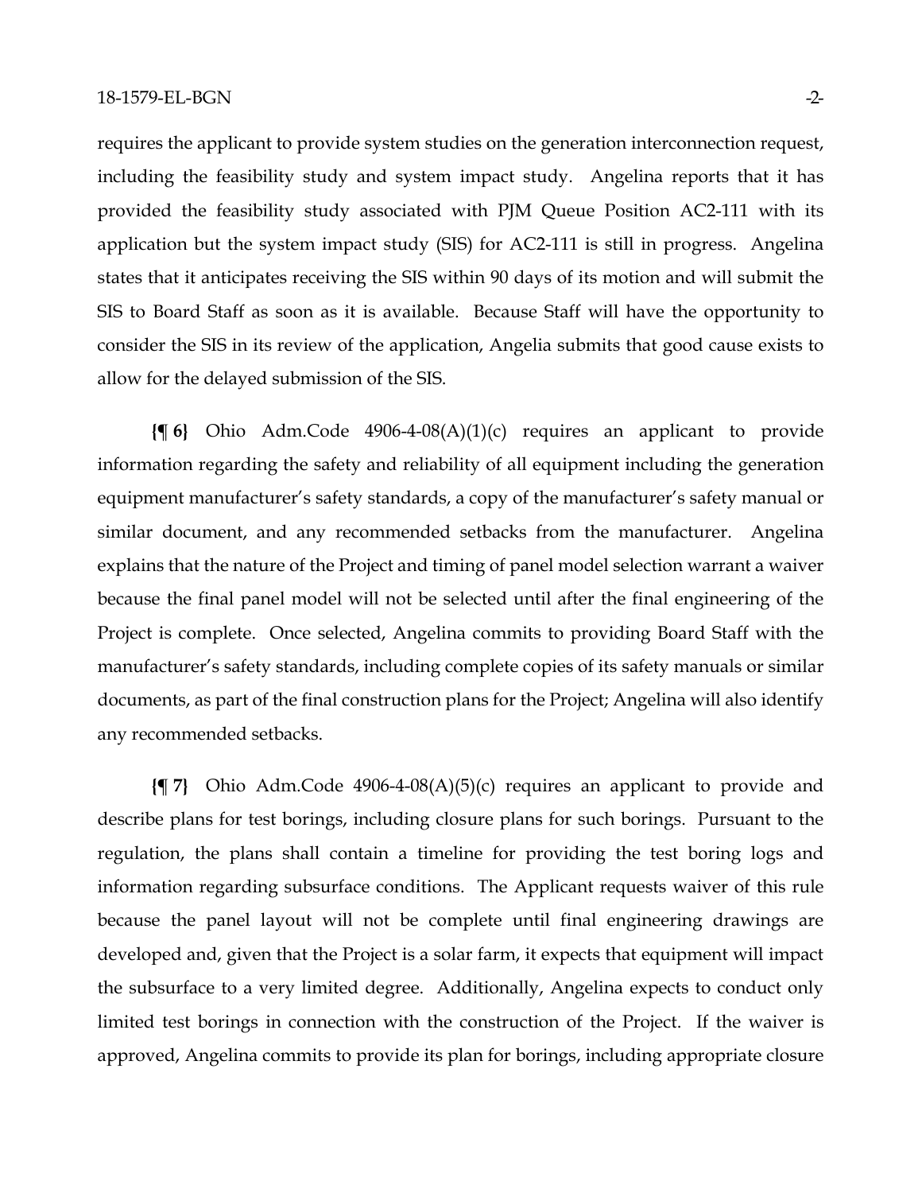requires the applicant to provide system studies on the generation interconnection request, including the feasibility study and system impact study. Angelina reports that it has provided the feasibility study associated with PJM Queue Position AC2-111 with its application but the system impact study (SIS) for AC2-111 is still in progress. Angelina states that it anticipates receiving the SIS within 90 days of its motion and will submit the SIS to Board Staff as soon as it is available. Because Staff will have the opportunity to consider the SIS in its review of the application, Angelia submits that good cause exists to allow for the delayed submission of the SIS.

**{¶ 6}** Ohio Adm.Code 4906-4-08(A)(1)(c) requires an applicant to provide information regarding the safety and reliability of all equipment including the generation equipment manufacturer's safety standards, a copy of the manufacturer's safety manual or similar document, and any recommended setbacks from the manufacturer. Angelina explains that the nature of the Project and timing of panel model selection warrant a waiver because the final panel model will not be selected until after the final engineering of the Project is complete. Once selected, Angelina commits to providing Board Staff with the manufacturer's safety standards, including complete copies of its safety manuals or similar documents, as part of the final construction plans for the Project; Angelina will also identify any recommended setbacks.

**{¶ 7}** Ohio Adm.Code 4906-4-08(A)(5)(c) requires an applicant to provide and describe plans for test borings, including closure plans for such borings. Pursuant to the regulation, the plans shall contain a timeline for providing the test boring logs and information regarding subsurface conditions. The Applicant requests waiver of this rule because the panel layout will not be complete until final engineering drawings are developed and, given that the Project is a solar farm, it expects that equipment will impact the subsurface to a very limited degree. Additionally, Angelina expects to conduct only limited test borings in connection with the construction of the Project. If the waiver is approved, Angelina commits to provide its plan for borings, including appropriate closure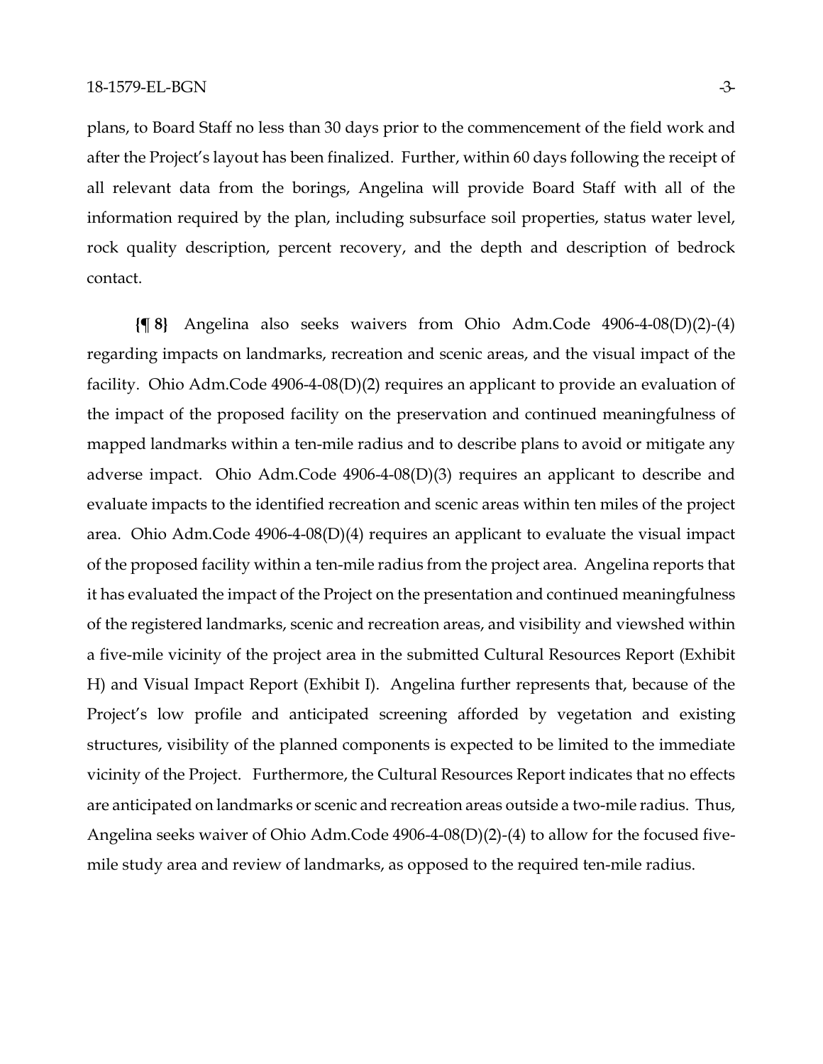plans, to Board Staff no less than 30 days prior to the commencement of the field work and after the Project's layout has been finalized. Further, within 60 days following the receipt of all relevant data from the borings, Angelina will provide Board Staff with all of the information required by the plan, including subsurface soil properties, status water level, rock quality description, percent recovery, and the depth and description of bedrock contact.

**{¶ 8}** Angelina also seeks waivers from Ohio Adm.Code 4906-4-08(D)(2)-(4) regarding impacts on landmarks, recreation and scenic areas, and the visual impact of the facility. Ohio Adm.Code 4906-4-08(D)(2) requires an applicant to provide an evaluation of the impact of the proposed facility on the preservation and continued meaningfulness of mapped landmarks within a ten-mile radius and to describe plans to avoid or mitigate any adverse impact. Ohio Adm.Code 4906-4-08(D)(3) requires an applicant to describe and evaluate impacts to the identified recreation and scenic areas within ten miles of the project area. Ohio Adm.Code 4906-4-08(D)(4) requires an applicant to evaluate the visual impact of the proposed facility within a ten-mile radius from the project area. Angelina reports that it has evaluated the impact of the Project on the presentation and continued meaningfulness of the registered landmarks, scenic and recreation areas, and visibility and viewshed within a five-mile vicinity of the project area in the submitted Cultural Resources Report (Exhibit H) and Visual Impact Report (Exhibit I). Angelina further represents that, because of the Project's low profile and anticipated screening afforded by vegetation and existing structures, visibility of the planned components is expected to be limited to the immediate vicinity of the Project. Furthermore, the Cultural Resources Report indicates that no effects are anticipated on landmarks or scenic and recreation areas outside a two-mile radius. Thus, Angelina seeks waiver of Ohio Adm.Code 4906-4-08(D)(2)-(4) to allow for the focused five-mile study area and review of landmarks, as opposed to the required ten-mile radius.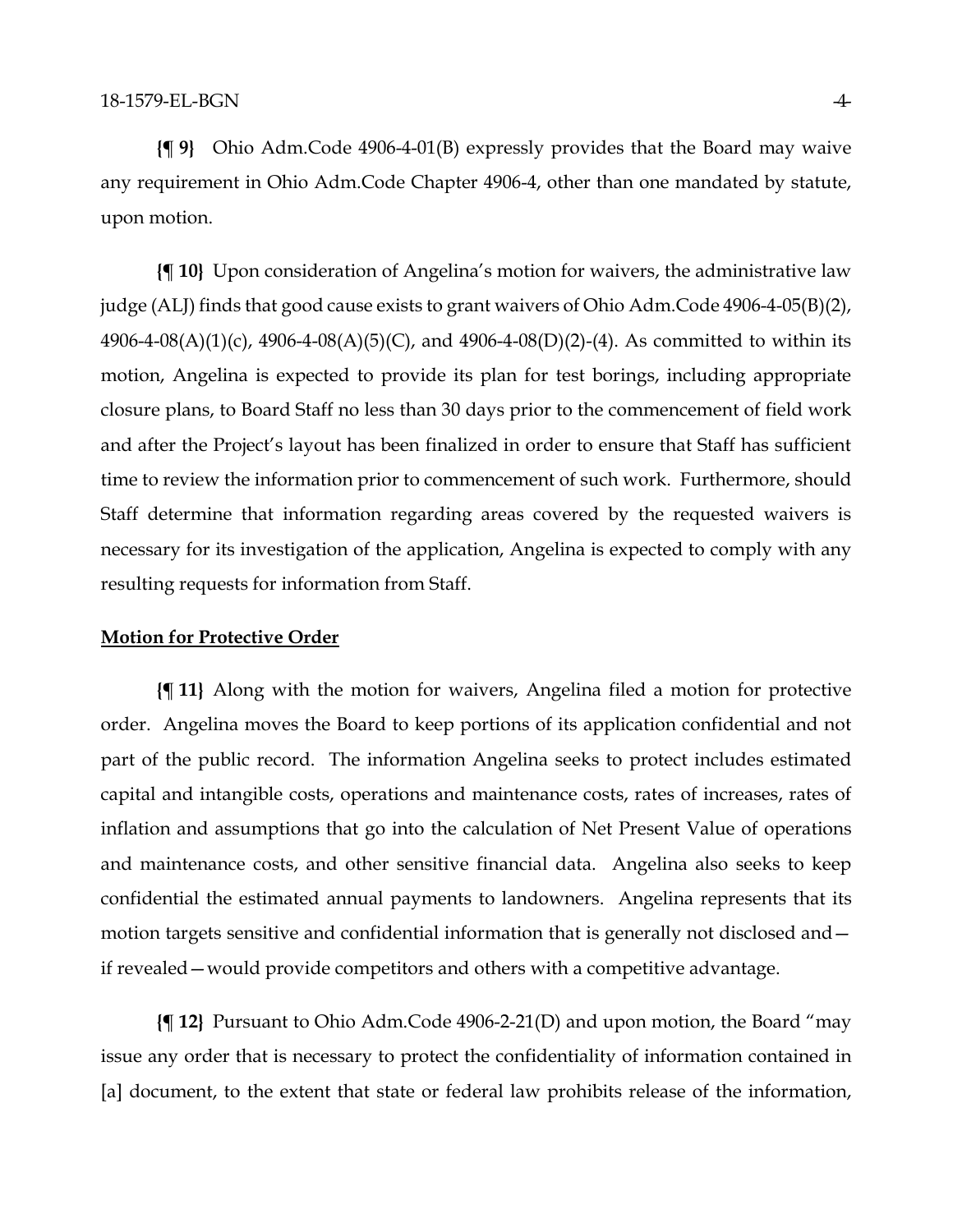**{¶ 9}** Ohio Adm.Code 4906-4-01(B) expressly provides that the Board may waive any requirement in Ohio Adm.Code Chapter 4906-4, other than one mandated by statute, upon motion.

**{¶ 10}** Upon consideration of Angelina's motion for waivers, the administrative law judge (ALJ) finds that good cause exists to grant waivers of Ohio Adm.Code 4906-4-05(B)(2), 4906-4-08(A)(1)(c), 4906-4-08(A)(5)(C), and 4906-4-08(D)(2)-(4). As committed to within its motion, Angelina is expected to provide its plan for test borings, including appropriate closure plans, to Board Staff no less than 30 days prior to the commencement of field work and after the Project's layout has been finalized in order to ensure that Staff has sufficient time to review the information prior to commencement of such work. Furthermore, should Staff determine that information regarding areas covered by the requested waivers is necessary for its investigation of the application, Angelina is expected to comply with any resulting requests for information from Staff.

**Motion for Protective Order**

**{¶ 11}** Along with the motion for waivers, Angelina filed a motion for protective order. Angelina moves the Board to keep portions of its application confidential and not part of the public record. The information Angelina seeks to protect includes estimated capital and intangible costs, operations and maintenance costs, rates of increases, rates of inflation and assumptions that go into the calculation of Net Present Value of operations and maintenance costs, and other sensitive financial data. Angelina also seeks to keep confidential the estimated annual payments to landowners. Angelina represents that its motion targets sensitive and confidential information that is generally not disclosed and—if revealed—would provide competitors and others with a competitive advantage.

**{¶ 12}** Pursuant to Ohio Adm.Code 4906-2-21(D) and upon motion, the Board "may issue any order that is necessary to protect the confidentiality of information contained in [a] document, to the extent that state or federal law prohibits release of the information,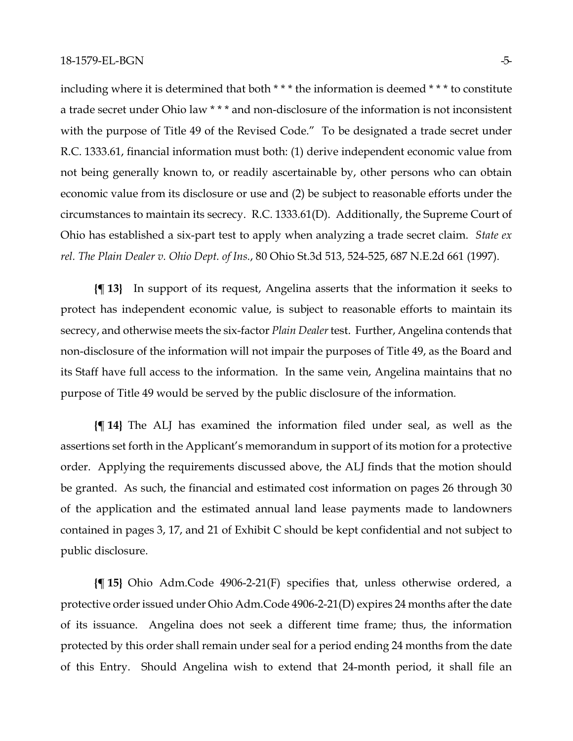including where it is determined that both * * * the information is deemed * * * to constitute a trade secret under Ohio law * * * and non-disclosure of the information is not inconsistent with the purpose of Title 49 of the Revised Code." To be designated a trade secret under R.C. 1333.61, financial information must both: (1) derive independent economic value from not being generally known to, or readily ascertainable by, other persons who can obtain economic value from its disclosure or use and (2) be subject to reasonable efforts under the circumstances to maintain its secrecy. R.C. 1333.61(D). Additionally, the Supreme Court of Ohio has established a six-part test to apply when analyzing a trade secret claim. *State ex rel. The Plain Dealer v. Ohio Dept. of Ins.*, 80 Ohio St.3d 513, 524-525, 687 N.E.2d 661 (1997).

**{¶ 13}** In support of its request, Angelina asserts that the information it seeks to protect has independent economic value, is subject to reasonable efforts to maintain its secrecy, and otherwise meets the six-factor *Plain Dealer* test. Further, Angelina contends that non-disclosure of the information will not impair the purposes of Title 49, as the Board and its Staff have full access to the information. In the same vein, Angelina maintains that no purpose of Title 49 would be served by the public disclosure of the information.

**{¶ 14}** The ALJ has examined the information filed under seal, as well as the assertions set forth in the Applicant's memorandum in support of its motion for a protective order. Applying the requirements discussed above, the ALJ finds that the motion should be granted. As such, the financial and estimated cost information on pages 26 through 30 of the application and the estimated annual land lease payments made to landowners contained in pages 3, 17, and 21 of Exhibit C should be kept confidential and not subject to public disclosure.

**{¶ 15}** Ohio Adm.Code 4906-2-21(F) specifies that, unless otherwise ordered, a protective order issued under Ohio Adm.Code 4906-2-21(D) expires 24 months after the date of its issuance. Angelina does not seek a different time frame; thus, the information protected by this order shall remain under seal for a period ending 24 months from the date of this Entry. Should Angelina wish to extend that 24-month period, it shall file an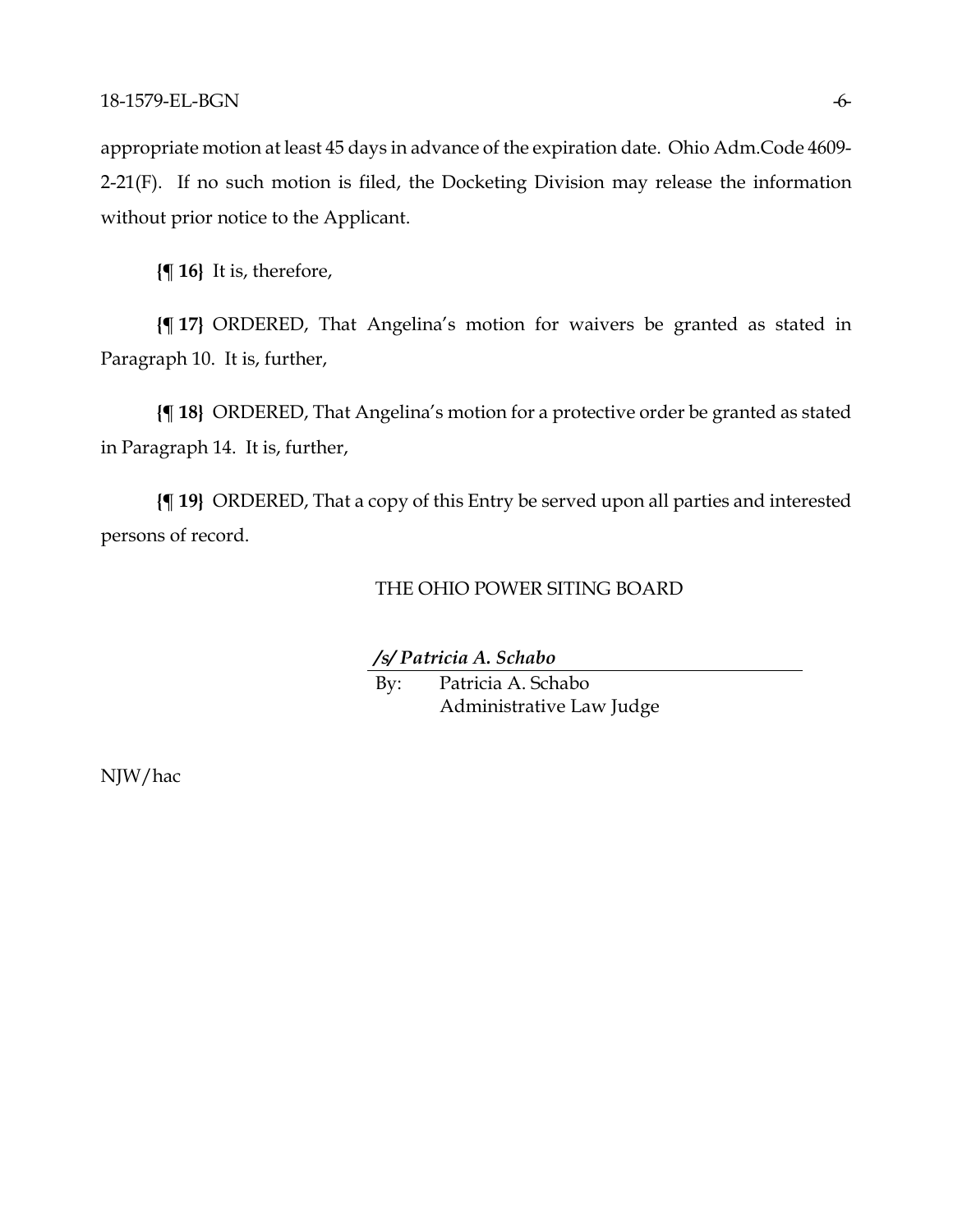appropriate motion at least 45 days in advance of the expiration date. Ohio Adm.Code 4609-2-21(F). If no such motion is filed, the Docketing Division may release the information without prior notice to the Applicant.

**{¶ 16}** It is, therefore,

**{¶ 17}** ORDERED, That Angelina's motion for waivers be granted as stated in Paragraph 10. It is, further,

**{¶ 18}** ORDERED, That Angelina's motion for a protective order be granted as stated in Paragraph 14. It is, further,

**{¶ 19}** ORDERED, That a copy of this Entry be served upon all parties and interested persons of record.

THE OHIO POWER SITING BOARD

***/s/ Patricia A. Schabo***

By: Patricia A. Schabo
Administrative Law Judge

NJW/hac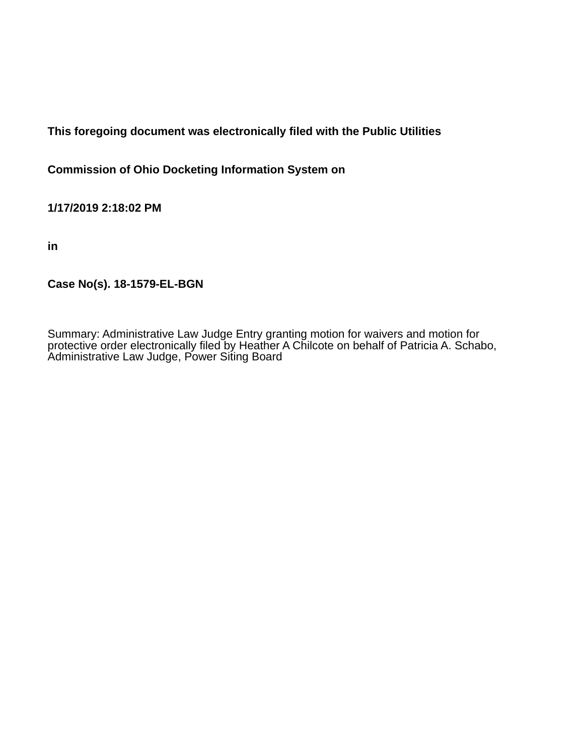**This foregoing document was electronically filed with the Public Utilities**

**Commission of Ohio Docketing Information System on**

**1/17/2019 2:18:02 PM**

**in**

**Case No(s). 18-1579-EL-BGN**

Summary: Administrative Law Judge Entry granting motion for waivers and motion for protective order electronically filed by Heather A Chilcote on behalf of Patricia A. Schabo, Administrative Law Judge, Power Siting Board